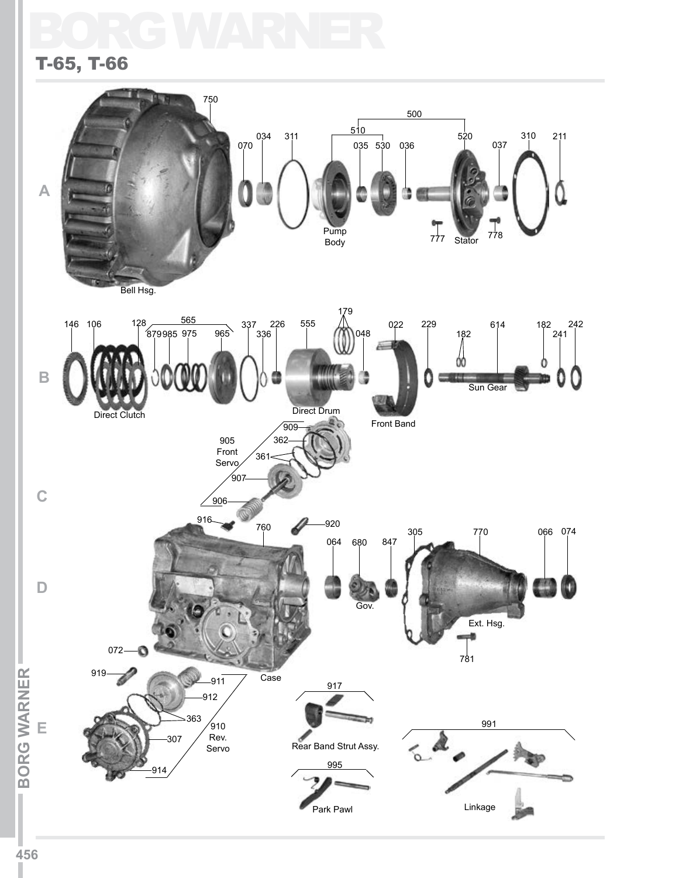# BORG WARNER

## T-65, T-66

**A**

750 — Bell Hsg.
070
034
311
500
510 — Pump Body
035
530
036
520 — Stator
777
778
037
310
211

**B**

146
106 — Direct Clutch
128
565
879
985
975
965
337
336
226
555 — Direct Drum
179
048
022 — Front Band
229
182
614 — Sun Gear
182
241
242

**C**

905 Front Servo
909
362
361
907
906

**D**

916
760 — Case
920
064
680 — Gov.
847
305
770 — Ext. Hsg.
781
066
074

**E**

072
919
911
912
363
307
914
910 Rev. Servo
917 — Rear Band Strut Assy.
995 — Park Pawl
991 — Linkage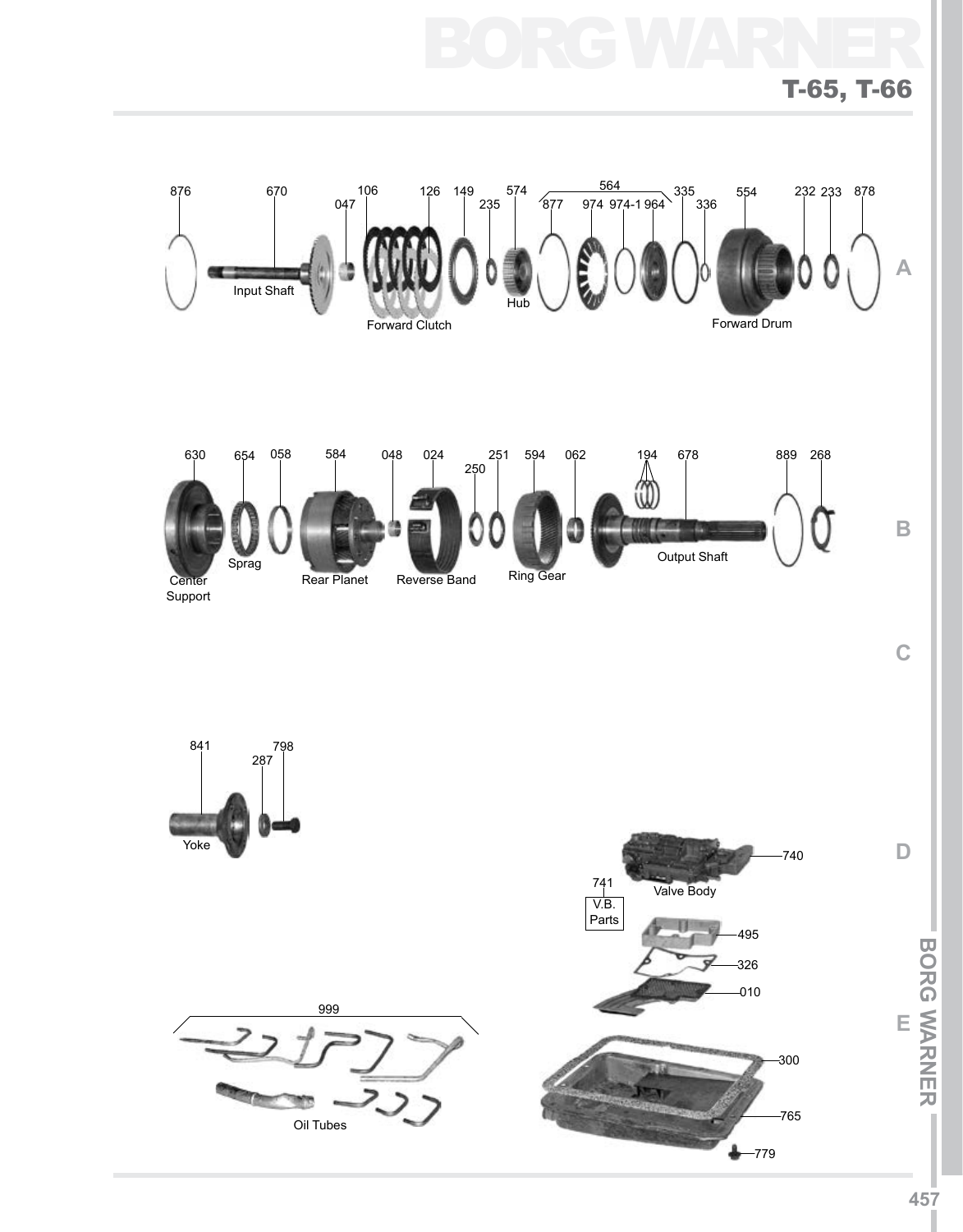# T-65, T-66

876 670 047 106 126 149 235 574 564 877 974 974-1 964 335 336 554 232 233 878

Input Shaft

Forward Clutch

Hub

Forward Drum

630 654 058 584 048 024 250 251 594 062 194 678 889 268

Center Support

Sprag

Rear Planet

Reverse Band

Ring Gear

Output Shaft

841 287 798

Yoke

740

741 V.B. Parts

Valve Body

495

326

010

999

Oil Tubes

300

765

779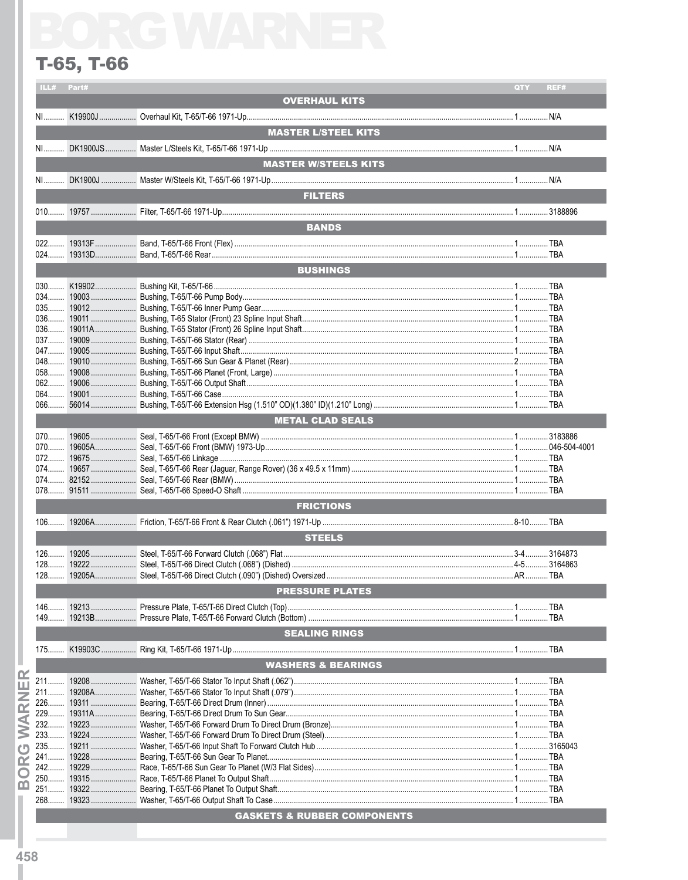# BORG WARNER

## T-65, T-66

| ILL# | Part# | Description | QTY | REF# |
|---|---|---|---|---|
| | | **OVERHAUL KITS** | | |
| NI | K19900J | Overhaul Kit, T-65/T-66 1971-Up | 1 | N/A |
| | | **MASTER L/STEEL KITS** | | |
| NI | DK1900JS | Master L/Steels Kit, T-65/T-66 1971-Up | 1 | N/A |
| | | **MASTER W/STEELS KITS** | | |
| NI | DK1900J | Master W/Steels Kit, T-65/T-66 1971-Up | 1 | N/A |
| | | **FILTERS** | | |
| 010 | 19757 | Filter, T-65/T-66 1971-Up | 1 | 3188896 |
| | | **BANDS** | | |
| 022 | 19313F | Band, T-65/T-66 Front (Flex) | 1 | TBA |
| 024 | 19313D | Band, T-65/T-66 Rear | 1 | TBA |
| | | **BUSHINGS** | | |
| 030 | K19902 | Bushing Kit, T-65/T-66 | 1 | TBA |
| 034 | 19003 | Bushing, T-65/T-66 Pump Body | 1 | TBA |
| 035 | 19012 | Bushing, T-65/T-66 Inner Pump Gear | 1 | TBA |
| 036 | 19011 | Bushing, T-65 Stator (Front) 23 Spline Input Shaft | 1 | TBA |
| 036 | 19011A | Bushing, T-65 Stator (Front) 26 Spline Input Shaft | 1 | TBA |
| 037 | 19009 | Bushing, T-65/T-66 Stator (Rear) | 1 | TBA |
| 047 | 19005 | Bushing, T-65/T-66 Input Shaft | 1 | TBA |
| 048 | 19010 | Bushing, T-65/T-66 Sun Gear & Planet (Rear) | 2 | TBA |
| 058 | 19008 | Bushing, T-65/T-66 Planet (Front, Large) | 1 | TBA |
| 062 | 19006 | Bushing, T-65/T-66 Output Shaft | 1 | TBA |
| 064 | 19001 | Bushing, T-65/T-66 Case | 1 | TBA |
| 066 | 56014 | Bushing, T-65/T-66 Extension Hsg (1.510" OD)(1.380" ID)(1.210" Long) | 1 | TBA |
| | | **METAL CLAD SEALS** | | |
| 070 | 19605 | Seal, T-65/T-66 Front (Except BMW) | 1 | 3183886 |
| 070 | 19605A | Seal, T-65/T-66 Front (BMW) 1973-Up | 1 | 046-504-4001 |
| 072 | 19675 | Seal, T-65/T-66 Linkage | 1 | TBA |
| 074 | 19657 | Seal, T-65/T-66 Rear (Jaguar, Range Rover) (36 x 49.5 x 11mm) | 1 | TBA |
| 074 | 82152 | Seal, T-65/T-66 Rear (BMW) | 1 | TBA |
| 078 | 91511 | Seal, T-65/T-66 Speed-O Shaft | 1 | TBA |
| | | **FRICTIONS** | | |
| 106 | 19206A | Friction, T-65/T-66 Front & Rear Clutch (.061") 1971-Up | 8-10 | TBA |
| | | **STEELS** | | |
| 126 | 19205 | Steel, T-65/T-66 Forward Clutch (.068") Flat | 3-4 | 3164873 |
| 128 | 19222 | Steel, T-65/T-66 Direct Clutch (.068") (Dished) | 4-5 | 3164863 |
| 128 | 19205A | Steel, T-65/T-66 Direct Clutch (.090") (Dished) Oversized | AR | TBA |
| | | **PRESSURE PLATES** | | |
| 146 | 19213 | Pressure Plate, T-65/T-66 Direct Clutch (Top) | 1 | TBA |
| 149 | 19213B | Pressure Plate, T-65/T-66 Forward Clutch (Bottom) | 1 | TBA |
| | | **SEALING RINGS** | | |
| 175 | K19903C | Ring Kit, T-65/T-66 1971-Up | 1 | TBA |
| | | **WASHERS & BEARINGS** | | |
| 211 | 19208 | Washer, T-65/T-66 Stator To Input Shaft (.062") | 1 | TBA |
| 211 | 19208A | Washer, T-65/T-66 Stator To Input Shaft (.079") | 1 | TBA |
| 226 | 19311 | Bearing, T-65/T-66 Direct Drum (Inner) | 1 | TBA |
| 229 | 19311A | Bearing, T-65/T-66 Direct Drum To Sun Gear | 1 | TBA |
| 232 | 19223 | Washer, T-65/T-66 Forward Drum To Direct Drum (Bronze) | 1 | TBA |
| 233 | 19224 | Washer, T-65/T-66 Forward Drum To Direct Drum (Steel) | 1 | TBA |
| 235 | 19211 | Washer, T-65/T-66 Input Shaft To Forward Clutch Hub | 1 | 3165043 |
| 241 | 19228 | Bearing, T-65/T-66 Sun Gear To Planet | 1 | TBA |
| 242 | 19229 | Race, T-65/T-66 Sun Gear To Planet (W/3 Flat Sides) | 1 | TBA |
| 250 | 19315 | Race, T-65/T-66 Planet To Output Shaft | 1 | TBA |
| 251 | 19322 | Bearing, T-65/T-66 Planet To Output Shaft | 1 | TBA |
| 268 | 19323 | Washer, T-65/T-66 Output Shaft To Case | 1 | TBA |
| | | **GASKETS & RUBBER COMPONENTS** | | |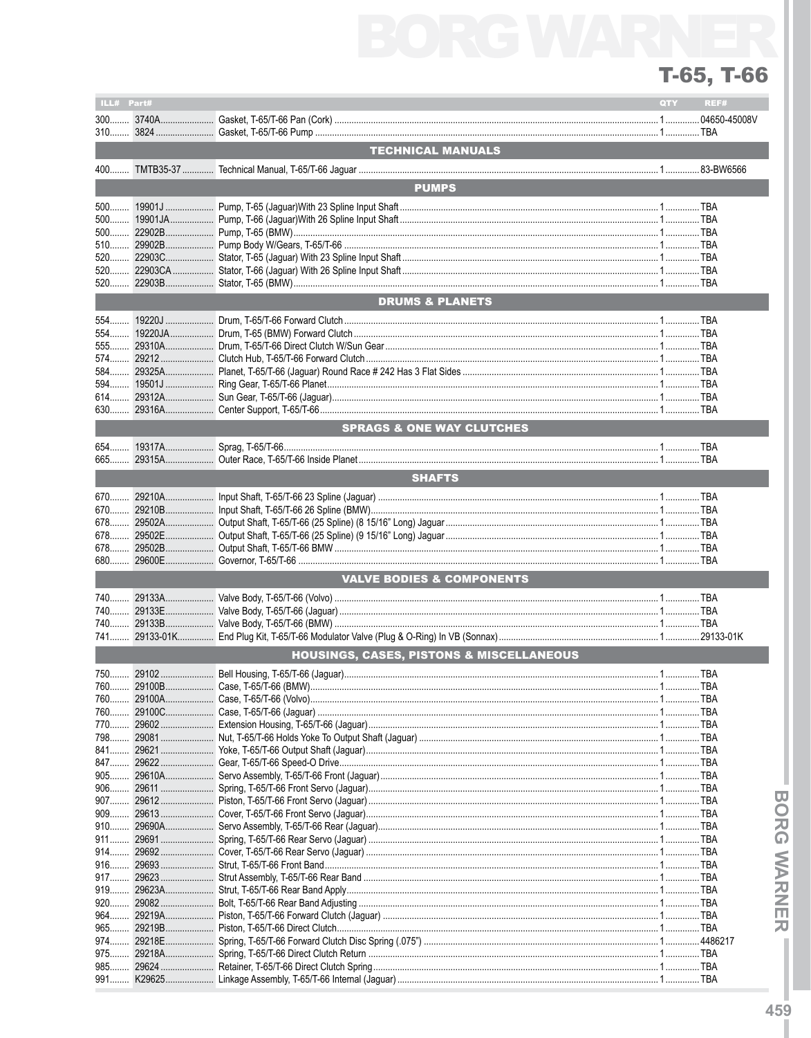# T-65, T-66

| ILL# | Part# | | QTY | REF# |
|---|---|---|---|---|
| 300 | 3740A | Gasket, T-65/T-66 Pan (Cork) | 1 | 04650-45008V |
| 310 | 3824 | Gasket, T-65/T-66 Pump | 1 | TBA |
| | | **TECHNICAL MANUALS** | | |
| 400 | TMTB35-37 | Technical Manual, T-65/T-66 Jaguar | 1 | 83-BW6566 |
| | | **PUMPS** | | |
| 500 | 19901J | Pump, T-65 (Jaguar)With 23 Spline Input Shaft | 1 | TBA |
| 500 | 19901JA | Pump, T-66 (Jaguar)With 26 Spline Input Shaft | 1 | TBA |
| 500 | 22902B | Pump, T-65 (BMW) | 1 | TBA |
| 510 | 29902B | Pump Body W/Gears, T-65/T-66 | 1 | TBA |
| 520 | 22903C | Stator, T-65 (Jaguar) With 23 Spline Input Shaft | 1 | TBA |
| 520 | 22903CA | Stator, T-66 (Jaguar) With 26 Spline Input Shaft | 1 | TBA |
| 520 | 22903B | Stator, T-65 (BMW) | 1 | TBA |
| | | **DRUMS & PLANETS** | | |
| 554 | 19220J | Drum, T-65/T-66 Forward Clutch | 1 | TBA |
| 554 | 19220JA | Drum, T-65 (BMW) Forward Clutch | 1 | TBA |
| 555 | 29310A | Drum, T-65/T-66 Direct Clutch W/Sun Gear | 1 | TBA |
| 574 | 29212 | Clutch Hub, T-65/T-66 Forward Clutch | 1 | TBA |
| 584 | 29325A | Planet, T-65/T-66 (Jaguar) Round Race # 242 Has 3 Flat Sides | 1 | TBA |
| 594 | 19501J | Ring Gear, T-65/T-66 Planet | 1 | TBA |
| 614 | 29312A | Sun Gear, T-65/T-66 (Jaguar) | 1 | TBA |
| 630 | 29316A | Center Support, T-65/T-66 | 1 | TBA |
| | | **SPRAGS & ONE WAY CLUTCHES** | | |
| 654 | 19317A | Sprag, T-65/T-66 | 1 | TBA |
| 665 | 29315A | Outer Race, T-65/T-66 Inside Planet | 1 | TBA |
| | | **SHAFTS** | | |
| 670 | 29210A | Input Shaft, T-65/T-66 23 Spline (Jaguar) | 1 | TBA |
| 670 | 29210B | Input Shaft, T-65/T-66 26 Spline (BMW) | 1 | TBA |
| 678 | 29502A | Output Shaft, T-65/T-66 (25 Spline) (8 15/16" Long) Jaguar | 1 | TBA |
| 678 | 29502E | Output Shaft, T-65/T-66 (25 Spline) (9 15/16" Long) Jaguar | 1 | TBA |
| 678 | 29502B | Output Shaft, T-65/T-66 BMW | 1 | TBA |
| 680 | 29600E | Governor, T-65/T-66 | 1 | TBA |
| | | **VALVE BODIES & COMPONENTS** | | |
| 740 | 29133A | Valve Body, T-65/T-66 (Volvo) | 1 | TBA |
| 740 | 29133E | Valve Body, T-65/T-66 (Jaguar) | 1 | TBA |
| 740 | 29133B | Valve Body, T-65/T-66 (BMW) | 1 | TBA |
| 741 | 29133-01K | End Plug Kit, T-65/T-66 Modulator Valve (Plug & O-Ring) In VB (Sonnax) | 1 | 29133-01K |
| | | **HOUSINGS, CASES, PISTONS & MISCELLANEOUS** | | |
| 750 | 29102 | Bell Housing, T-65/T-66 (Jaguar) | 1 | TBA |
| 760 | 29100B | Case, T-65/T-66 (BMW) | 1 | TBA |
| 760 | 29100A | Case, T-65/T-66 (Volvo) | 1 | TBA |
| 760 | 29100C | Case, T-65/T-66 (Jaguar) | 1 | TBA |
| 770 | 29602 | Extension Housing, T-65/T-66 (Jaguar) | 1 | TBA |
| 798 | 29081 | Nut, T-65/T-66 Holds Yoke To Output Shaft (Jaguar) | 1 | TBA |
| 841 | 29621 | Yoke, T-65/T-66 Output Shaft (Jaguar) | 1 | TBA |
| 847 | 29622 | Gear, T-65/T-66 Speed-O Drive | 1 | TBA |
| 905 | 29610A | Servo Assembly, T-65/T-66 Front (Jaguar) | 1 | TBA |
| 906 | 29611 | Spring, T-65/T-66 Front Servo (Jaguar) | 1 | TBA |
| 907 | 29612 | Piston, T-65/T-66 Front Servo (Jaguar) | 1 | TBA |
| 909 | 29613 | Cover, T-65/T-66 Front Servo (Jaguar) | 1 | TBA |
| 910 | 29690A | Servo Assembly, T-65/T-66 Rear (Jaguar) | 1 | TBA |
| 911 | 29691 | Spring, T-65/T-66 Rear Servo (Jaguar) | 1 | TBA |
| 914 | 29692 | Cover, T-65/T-66 Rear Servo (Jaguar) | 1 | TBA |
| 916 | 29693 | Strut, T-65/T-66 Front Band | 1 | TBA |
| 917 | 29623 | Strut Assembly, T-65/T-66 Rear Band | 1 | TBA |
| 919 | 29623A | Strut, T-65/T-66 Rear Band Apply | 1 | TBA |
| 920 | 29082 | Bolt, T-65/T-66 Rear Band Adjusting | 1 | TBA |
| 964 | 29219A | Piston, T-65/T-66 Forward Clutch (Jaguar) | 1 | TBA |
| 965 | 29219B | Piston, T-65/T-66 Direct Clutch | 1 | TBA |
| 974 | 29218E | Spring, T-65/T-66 Forward Clutch Disc Spring (.075") | 1 | 4486217 |
| 975 | 29218A | Spring, T-65/T-66 Direct Clutch Return | 1 | TBA |
| 985 | 29624 | Retainer, T-65/T-66 Direct Clutch Spring | 1 | TBA |
| 991 | K29625 | Linkage Assembly, T-65/T-66 Internal (Jaguar) | 1 | TBA |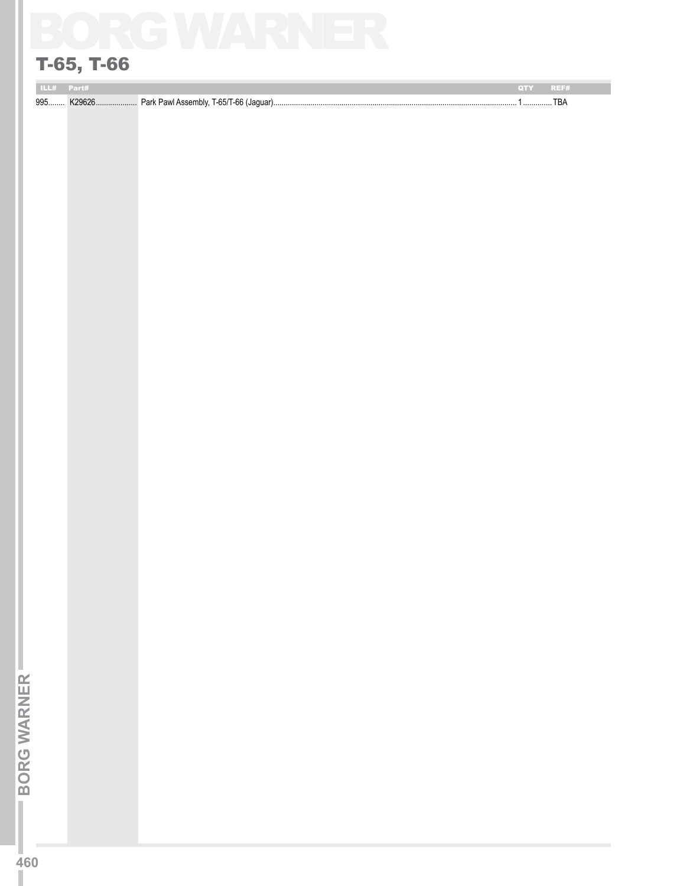## T-65, T-66

| ILL# | Part# | | QTY | REF# |
|---|---|---|---|---|
| 995 | K29626 | Park Pawl Assembly, T-65/T-66 (Jaguar) | 1 | TBA |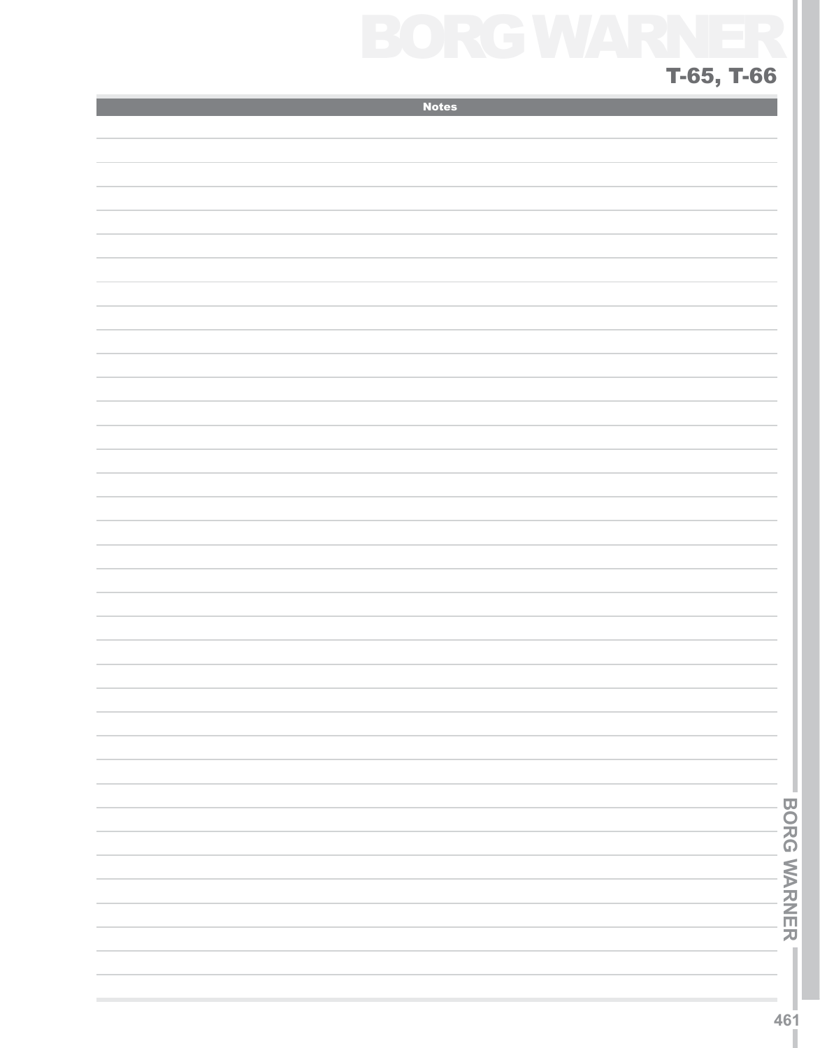## Notes